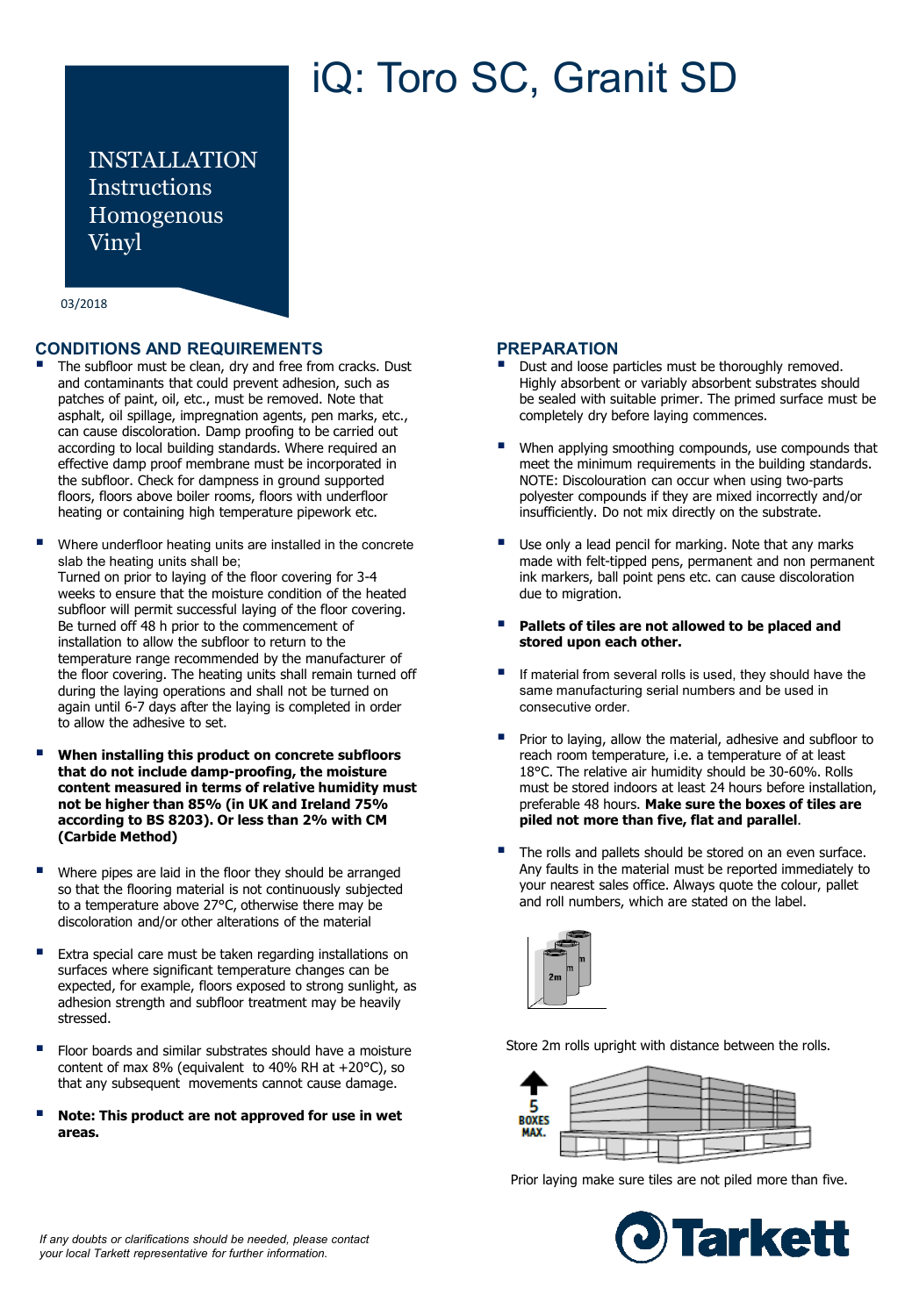# iQ: Toro SC, Granit SD

INSTALLATION
Instructions
Homogenous
Vinyl

03/2018

## CONDITIONS AND REQUIREMENTS

- The subfloor must be clean, dry and free from cracks. Dust and contaminants that could prevent adhesion, such as patches of paint, oil, etc., must be removed. Note that asphalt, oil spillage, impregnation agents, pen marks, etc., can cause discoloration. Damp proofing to be carried out according to local building standards. Where required an effective damp proof membrane must be incorporated in the subfloor. Check for dampness in ground supported floors, floors above boiler rooms, floors with underfloor heating or containing high temperature pipework etc.

- Where underfloor heating units are installed in the concrete slab the heating units shall be;
  Turned on prior to laying of the floor covering for 3-4 weeks to ensure that the moisture condition of the heated subfloor will permit successful laying of the floor covering.
  Be turned off 48 h prior to the commencement of installation to allow the subfloor to return to the temperature range recommended by the manufacturer of the floor covering. The heating units shall remain turned off during the laying operations and shall not be turned on again until 6-7 days after the laying is completed in order to allow the adhesive to set.

- **When installing this product on concrete subfloors that do not include damp-proofing, the moisture content measured in terms of relative humidity must not be higher than 85% (in UK and Ireland 75% according to BS 8203). Or less than 2% with CM (Carbide Method)**

- Where pipes are laid in the floor they should be arranged so that the flooring material is not continuously subjected to a temperature above 27°C, otherwise there may be discoloration and/or other alterations of the material

- Extra special care must be taken regarding installations on surfaces where significant temperature changes can be expected, for example, floors exposed to strong sunlight, as adhesion strength and subfloor treatment may be heavily stressed.

- Floor boards and similar substrates should have a moisture content of max 8% (equivalent to 40% RH at +20°C), so that any subsequent movements cannot cause damage.

- **Note: This product are not approved for use in wet areas.**

## PREPARATION

- Dust and loose particles must be thoroughly removed. Highly absorbent or variably absorbent substrates should be sealed with suitable primer. The primed surface must be completely dry before laying commences.

- When applying smoothing compounds, use compounds that meet the minimum requirements in the building standards. NOTE: Discolouration can occur when using two-parts polyester compounds if they are mixed incorrectly and/or insufficiently. Do not mix directly on the substrate.

- Use only a lead pencil for marking. Note that any marks made with felt-tipped pens, permanent and non permanent ink markers, ball point pens etc. can cause discoloration due to migration.

- **Pallets of tiles are not allowed to be placed and stored upon each other.**

- If material from several rolls is used, they should have the same manufacturing serial numbers and be used in consecutive order.

- Prior to laying, allow the material, adhesive and subfloor to reach room temperature, i.e. a temperature of at least 18°C. The relative air humidity should be 30-60%. Rolls must be stored indoors at least 24 hours before installation, preferable 48 hours. **Make sure the boxes of tiles are piled not more than five, flat and parallel**.

- The rolls and pallets should be stored on an even surface. Any faults in the material must be reported immediately to your nearest sales office. Always quote the colour, pallet and roll numbers, which are stated on the label.

Store 2m rolls upright with distance between the rolls.

Prior laying make sure tiles are not piled more than five.

*If any doubts or clarifications should be needed, please contact your local Tarkett representative for further information.*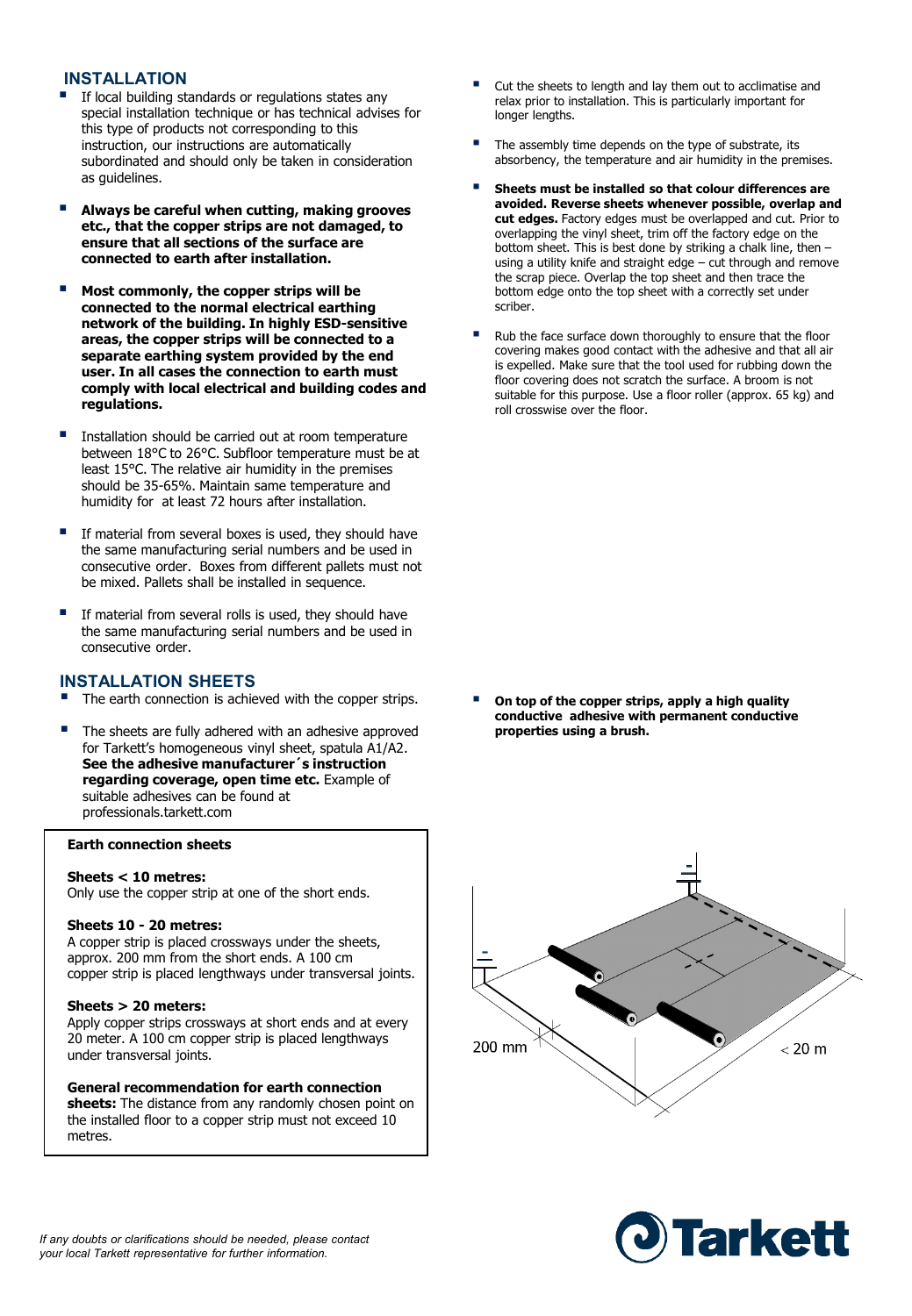## INSTALLATION

- If local building standards or regulations states any special installation technique or has technical advises for this type of products not corresponding to this instruction, our instructions are automatically subordinated and should only be taken in consideration as guidelines.
- **Always be careful when cutting, making grooves etc., that the copper strips are not damaged, to ensure that all sections of the surface are connected to earth after installation.**
- **Most commonly, the copper strips will be connected to the normal electrical earthing network of the building. In highly ESD-sensitive areas, the copper strips will be connected to a separate earthing system provided by the end user. In all cases the connection to earth must comply with local electrical and building codes and regulations.**
- Installation should be carried out at room temperature between 18°C to 26°C. Subfloor temperature must be at least 15°C. The relative air humidity in the premises should be 35-65%. Maintain same temperature and humidity for at least 72 hours after installation.
- If material from several boxes is used, they should have the same manufacturing serial numbers and be used in consecutive order. Boxes from different pallets must not be mixed. Pallets shall be installed in sequence.
- If material from several rolls is used, they should have the same manufacturing serial numbers and be used in consecutive order.

## INSTALLATION SHEETS

- The earth connection is achieved with the copper strips.
- The sheets are fully adhered with an adhesive approved for Tarkett's homogeneous vinyl sheet, spatula A1/A2. **See the adhesive manufacturer´s instruction regarding coverage, open time etc.** Example of suitable adhesives can be found at professionals.tarkett.com

**Earth connection sheets**

**Sheets < 10 metres:**
Only use the copper strip at one of the short ends.

**Sheets 10 - 20 metres:**
A copper strip is placed crossways under the sheets, approx. 200 mm from the short ends. A 100 cm copper strip is placed lengthways under transversal joints.

**Sheets > 20 meters:**
Apply copper strips crossways at short ends and at every 20 meter. A 100 cm copper strip is placed lengthways under transversal joints.

**General recommendation for earth connection sheets:** The distance from any randomly chosen point on the installed floor to a copper strip must not exceed 10 metres.

- Cut the sheets to length and lay them out to acclimatise and relax prior to installation. This is particularly important for longer lengths.
- The assembly time depends on the type of substrate, its absorbency, the temperature and air humidity in the premises.
- **Sheets must be installed so that colour differences are avoided. Reverse sheets whenever possible, overlap and cut edges.** Factory edges must be overlapped and cut. Prior to overlapping the vinyl sheet, trim off the factory edge on the bottom sheet. This is best done by striking a chalk line, then – using a utility knife and straight edge – cut through and remove the scrap piece. Overlap the top sheet and then trace the bottom edge onto the top sheet with a correctly set under scriber.
- Rub the face surface down thoroughly to ensure that the floor covering makes good contact with the adhesive and that all air is expelled. Make sure that the tool used for rubbing down the floor covering does not scratch the surface. A broom is not suitable for this purpose. Use a floor roller (approx. 65 kg) and roll crosswise over the floor.
- **On top of the copper strips, apply a high quality conductive adhesive with permanent conductive properties using a brush.**

200 mm    < 20 m

*If any doubts or clarifications should be needed, please contact your local Tarkett representative for further information.*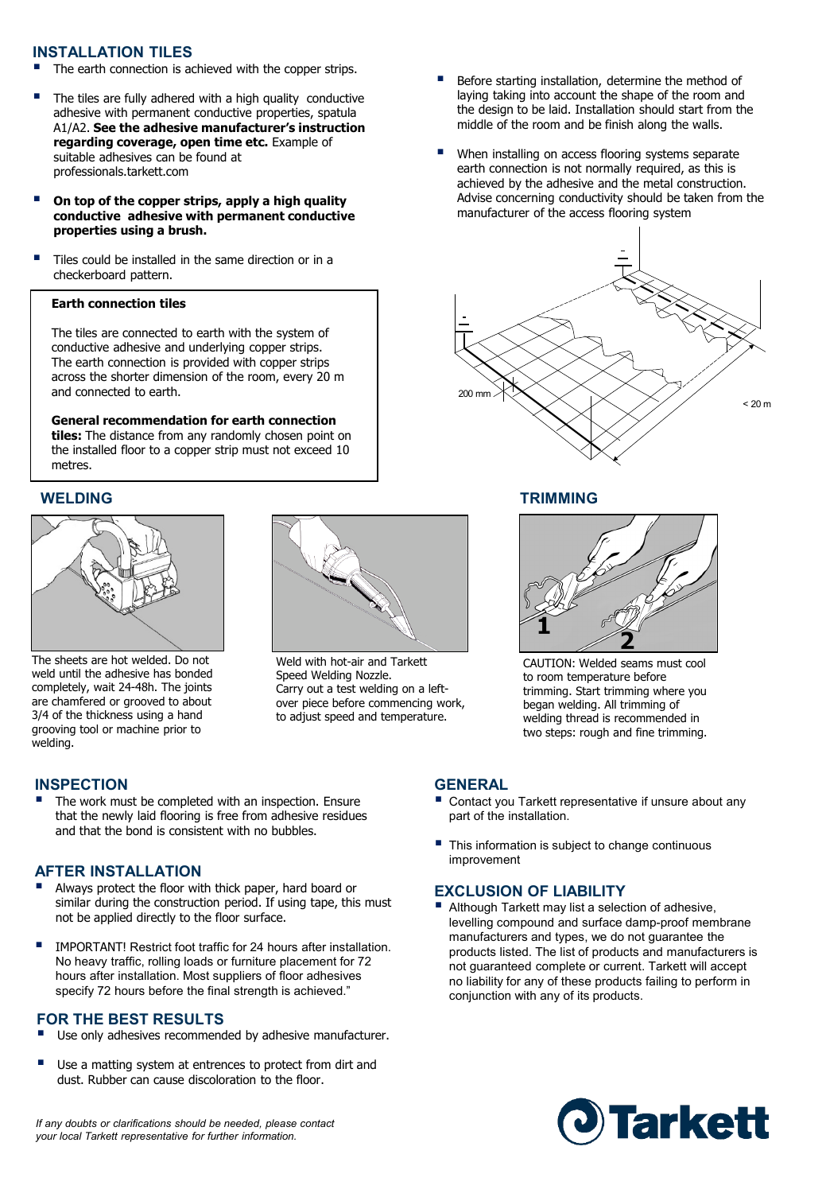## INSTALLATION TILES

- The earth connection is achieved with the copper strips.
- The tiles are fully adhered with a high quality conductive adhesive with permanent conductive properties, spatula A1/A2. **See the adhesive manufacturer's instruction regarding coverage, open time etc.** Example of suitable adhesives can be found at professionals.tarkett.com
- **On top of the copper strips, apply a high quality conductive adhesive with permanent conductive properties using a brush.**
- Tiles could be installed in the same direction or in a checkerboard pattern.

**Earth connection tiles**

The tiles are connected to earth with the system of conductive adhesive and underlying copper strips. The earth connection is provided with copper strips across the shorter dimension of the room, every 20 m and connected to earth.

**General recommendation for earth connection tiles:** The distance from any randomly chosen point on the installed floor to a copper strip must not exceed 10 metres.

- Before starting installation, determine the method of laying taking into account the shape of the room and the design to be laid. Installation should start from the middle of the room and be finish along the walls.
- When installing on access flooring systems separate earth connection is not normally required, as this is achieved by the adhesive and the metal construction. Advise concerning conductivity should be taken from the manufacturer of the access flooring system

200 mm

< 20 m

## WELDING

The sheets are hot welded. Do not weld until the adhesive has bonded completely, wait 24-48h. The joints are chamfered or grooved to about 3/4 of the thickness using a hand grooving tool or machine prior to welding.

Weld with hot-air and Tarkett Speed Welding Nozzle.
Carry out a test welding on a left-over piece before commencing work, to adjust speed and temperature.

## TRIMMING

CAUTION: Welded seams must cool to room temperature before trimming. Start trimming where you began welding. All trimming of welding thread is recommended in two steps: rough and fine trimming.

## INSPECTION

- The work must be completed with an inspection. Ensure that the newly laid flooring is free from adhesive residues and that the bond is consistent with no bubbles.

## AFTER INSTALLATION

- Always protect the floor with thick paper, hard board or similar during the construction period. If using tape, this must not be applied directly to the floor surface.
- IMPORTANT! Restrict foot traffic for 24 hours after installation. No heavy traffic, rolling loads or furniture placement for 72 hours after installation. Most suppliers of floor adhesives specify 72 hours before the final strength is achieved."

## FOR THE BEST RESULTS

- Use only adhesives recommended by adhesive manufacturer.
- Use a matting system at entrences to protect from dirt and dust. Rubber can cause discoloration to the floor.

## GENERAL

- Contact you Tarkett representative if unsure about any part of the installation.
- This information is subject to change continuous improvement

## EXCLUSION OF LIABILITY

- Although Tarkett may list a selection of adhesive, levelling compound and surface damp-proof membrane manufacturers and types, we do not guarantee the products listed. The list of products and manufacturers is not guaranteed complete or current. Tarkett will accept no liability for any of these products failing to perform in conjunction with any of its products.

*If any doubts or clarifications should be needed, please contact your local Tarkett representative for further information.*

Tarkett